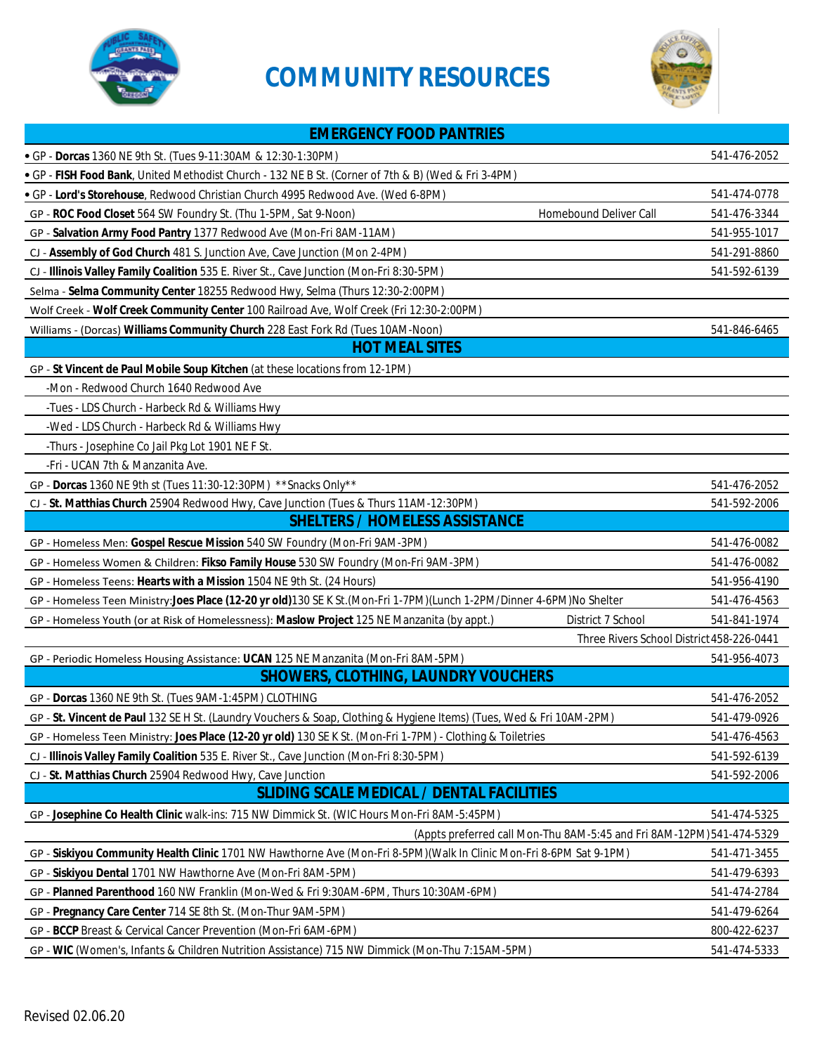# COMMUNITY RESOURCES

## EMERGENCY FOOD PANTRIES

| | | |
|---|---|---|
| • GP - **Dorcas** 1360 NE 9th St. (Tues 9-11:30AM & 12:30-1:30PM) | | 541-476-2052 |
| • GP - **FISH Food Bank**, United Methodist Church - 132 NE B St. (Corner of 7th & B) (Wed & Fri 3-4PM) | | |
| • GP - **Lord's Storehouse**, Redwood Christian Church 4995 Redwood Ave. (Wed 6-8PM) | | 541-474-0778 |
| GP - **ROC Food Closet** 564 SW Foundry St. (Thu 1-5PM, Sat 9-Noon) | Homebound Deliver Call | 541-476-3344 |
| GP - **Salvation Army Food Pantry** 1377 Redwood Ave (Mon-Fri 8AM-11AM) | | 541-955-1017 |
| CJ - **Assembly of God Church** 481 S. Junction Ave, Cave Junction (Mon 2-4PM) | | 541-291-8860 |
| CJ - **Illinois Valley Family Coalition** 535 E. River St., Cave Junction (Mon-Fri 8:30-5PM) | | 541-592-6139 |
| Selma - **Selma Community Center** 18255 Redwood Hwy, Selma (Thurs 12:30-2:00PM) | | |
| Wolf Creek - **Wolf Creek Community Center** 100 Railroad Ave, Wolf Creek (Fri 12:30-2:00PM) | | |
| Williams - (Dorcas) **Williams Community Church** 228 East Fork Rd (Tues 10AM-Noon) | | 541-846-6465 |

## HOT MEAL SITES

| | |
|---|---|
| GP - **St Vincent de Paul Mobile Soup Kitchen** (at these locations from 12-1PM) | |
| -Mon - Redwood Church 1640 Redwood Ave | |
| -Tues - LDS Church - Harbeck Rd & Williams Hwy | |
| -Wed - LDS Church - Harbeck Rd & Williams Hwy | |
| -Thurs - Josephine Co Jail Pkg Lot 1901 NE F St. | |
| -Fri - UCAN 7th & Manzanita Ave. | |
| GP - **Dorcas** 1360 NE 9th st (Tues 11:30-12:30PM) **Snacks Only** | 541-476-2052 |
| CJ - **St. Matthias Church** 25904 Redwood Hwy, Cave Junction (Tues & Thurs 11AM-12:30PM) | 541-592-2006 |

## SHELTERS / HOMELESS ASSISTANCE

| | | |
|---|---|---|
| GP - Homeless Men: **Gospel Rescue Mission** 540 SW Foundry (Mon-Fri 9AM-3PM) | | 541-476-0082 |
| GP - Homeless Women & Children: **Fikso Family House** 530 SW Foundry (Mon-Fri 9AM-3PM) | | 541-476-0082 |
| GP - Homeless Teens: **Hearts with a Mission** 1504 NE 9th St. (24 Hours) | | 541-956-4190 |
| GP - Homeless Teen Ministry:**Joes Place (12-20 yr old)**130 SE K St.(Mon-Fri 1-7PM)(Lunch 1-2PM/Dinner 4-6PM)No Shelter | | 541-476-4563 |
| GP - Homeless Youth (or at Risk of Homelessness): **Maslow Project** 125 NE Manzanita (by appt.) | District 7 School | 541-841-1974 |
| | Three Rivers School District | 458-226-0441 |
| GP - Periodic Homeless Housing Assistance: **UCAN** 125 NE Manzanita (Mon-Fri 8AM-5PM) | | 541-956-4073 |

## SHOWERS, CLOTHING, LAUNDRY VOUCHERS

| | |
|---|---|
| GP - **Dorcas** 1360 NE 9th St. (Tues 9AM-1:45PM) CLOTHING | 541-476-2052 |
| GP - **St. Vincent de Paul** 132 SE H St. (Laundry Vouchers & Soap, Clothing & Hygiene Items) (Tues, Wed & Fri 10AM-2PM) | 541-479-0926 |
| GP - Homeless Teen Ministry: **Joes Place (12-20 yr old)** 130 SE K St. (Mon-Fri 1-7PM) - Clothing & Toiletries | 541-476-4563 |
| CJ - **Illinois Valley Family Coalition** 535 E. River St., Cave Junction (Mon-Fri 8:30-5PM) | 541-592-6139 |
| CJ - **St. Matthias Church** 25904 Redwood Hwy, Cave Junction | 541-592-2006 |

## SLIDING SCALE MEDICAL / DENTAL FACILITIES

| | |
|---|---|
| GP - **Josephine Co Health Clinic** walk-ins: 715 NW Dimmick St. (WIC Hours Mon-Fri 8AM-5:45PM) | 541-474-5325 |
| (Appts preferred call Mon-Thu 8AM-5:45 and Fri 8AM-12PM) | 541-474-5329 |
| GP - **Siskiyou Community Health Clinic** 1701 NW Hawthorne Ave (Mon-Fri 8-5PM)(Walk In Clinic Mon-Fri 8-6PM Sat 9-1PM) | 541-471-3455 |
| GP - **Siskiyou Dental** 1701 NW Hawthorne Ave (Mon-Fri 8AM-5PM) | 541-479-6393 |
| GP - **Planned Parenthood** 160 NW Franklin (Mon-Wed & Fri 9:30AM-6PM, Thurs 10:30AM-6PM) | 541-474-2784 |
| GP - **Pregnancy Care Center** 714 SE 8th St. (Mon-Thur 9AM-5PM) | 541-479-6264 |
| GP - **BCCP** Breast & Cervical Cancer Prevention (Mon-Fri 6AM-6PM) | 800-422-6237 |
| GP - **WIC** (Women's, Infants & Children Nutrition Assistance) 715 NW Dimmick (Mon-Thu 7:15AM-5PM) | 541-474-5333 |

Revised 02.06.20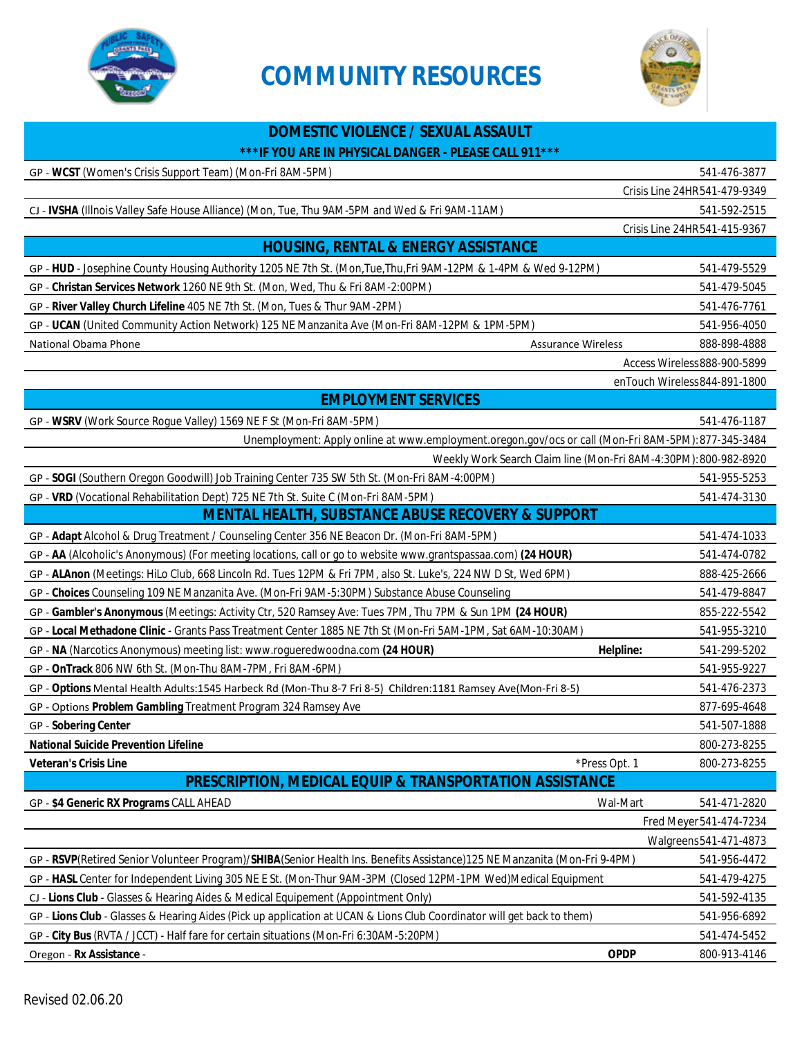# COMMUNITY RESOURCES

| DOMESTIC VIOLENCE / SEXUAL ASSAULT<br>***IF YOU ARE IN PHYSICAL DANGER - PLEASE CALL 911*** | | |
|---|---|---|
| GP - **WCST** (Women's Crisis Support Team) (Mon-Fri 8AM-5PM) | | 541-476-3877 |
| | Crisis Line 24HR | 541-479-9349 |
| CJ - **IVSHA** (Illnois Valley Safe House Alliance) (Mon, Tue, Thu 9AM-5PM and Wed & Fri 9AM-11AM) | | 541-592-2515 |
| | Crisis Line 24HR | 541-415-9367 |
| **HOUSING, RENTAL & ENERGY ASSISTANCE** | | |
| GP - **HUD** - Josephine County Housing Authority 1205 NE 7th St. (Mon,Tue,Thu,Fri 9AM-12PM & 1-4PM & Wed 9-12PM) | | 541-479-5529 |
| GP - **Christan Services Network** 1260 NE 9th St. (Mon, Wed, Thu & Fri 8AM-2:00PM) | | 541-479-5045 |
| GP - **River Valley Church Lifeline** 405 NE 7th St. (Mon, Tues & Thur 9AM-2PM) | | 541-476-7761 |
| GP - **UCAN** (United Community Action Network) 125 NE Manzanita Ave (Mon-Fri 8AM-12PM & 1PM-5PM) | | 541-956-4050 |
| National Obama Phone | Assurance Wireless | 888-898-4888 |
| | Access Wireless | 888-900-5899 |
| | enTouch Wireless | 844-891-1800 |
| **EMPLOYMENT SERVICES** | | |
| GP - **WSRV** (Work Source Rogue Valley) 1569 NE F St (Mon-Fri 8AM-5PM) | | 541-476-1187 |
| | Unemployment: Apply online at www.employment.oregon.gov/ocs or call (Mon-Fri 8AM-5PM): | 877-345-3484 |
| | Weekly Work Search Claim line (Mon-Fri 8AM-4:30PM): | 800-982-8920 |
| GP - **SOGI** (Southern Oregon Goodwill) Job Training Center 735 SW 5th St. (Mon-Fri 8AM-4:00PM) | | 541-955-5253 |
| GP - **VRD** (Vocational Rehabilitation Dept) 725 NE 7th St. Suite C (Mon-Fri 8AM-5PM) | | 541-474-3130 |
| **MENTAL HEALTH, SUBSTANCE ABUSE RECOVERY & SUPPORT** | | |
| GP - **Adapt** Alcohol & Drug Treatment / Counseling Center 356 NE Beacon Dr. (Mon-Fri 8AM-5PM) | | 541-474-1033 |
| GP - **AA** (Alcoholic's Anonymous) (For meeting locations, call or go to website www.grantspassaa.com) **(24 HOUR)** | | 541-474-0782 |
| GP - **ALAnon** (Meetings: HiLo Club, 668 Lincoln Rd. Tues 12PM & Fri 7PM, also St. Luke's, 224 NW D St, Wed 6PM) | | 888-425-2666 |
| GP - **Choices** Counseling 109 NE Manzanita Ave. (Mon-Fri 9AM-5:30PM) Substance Abuse Counseling | | 541-479-8847 |
| GP - **Gambler's Anonymous** (Meetings: Activity Ctr, 520 Ramsey Ave: Tues 7PM, Thu 7PM & Sun 1PM **(24 HOUR)** | | 855-222-5542 |
| GP - **Local Methadone Clinic** - Grants Pass Treatment Center 1885 NE 7th St (Mon-Fri 5AM-1PM, Sat 6AM-10:30AM) | | 541-955-3210 |
| GP - **NA** (Narcotics Anonymous) meeting list: www.rogueredwoodna.com **(24 HOUR)** | **Helpline:** | 541-299-5202 |
| GP - **OnTrack** 806 NW 6th St. (Mon-Thu 8AM-7PM, Fri 8AM-6PM) | | 541-955-9227 |
| GP - **Options** Mental Health Adults:1545 Harbeck Rd (Mon-Thu 8-7 Fri 8-5) Children:1181 Ramsey Ave(Mon-Fri 8-5) | | 541-476-2373 |
| GP - Options **Problem Gambling** Treatment Program 324 Ramsey Ave | | 877-695-4648 |
| GP - **Sobering Center** | | 541-507-1888 |
| **National Suicide Prevention Lifeline** | | 800-273-8255 |
| **Veteran's Crisis Line** | *Press Opt. 1 | 800-273-8255 |
| **PRESCRIPTION, MEDICAL EQUIP & TRANSPORTATION ASSISTANCE** | | |
| GP - **$4 Generic RX Programs** CALL AHEAD | Wal-Mart | 541-471-2820 |
| | Fred Meyer | 541-474-7234 |
| | Walgreens | 541-471-4873 |
| GP - **RSVP**(Retired Senior Volunteer Program)/**SHIBA**(Senior Health Ins. Benefits Assistance)125 NE Manzanita (Mon-Fri 9-4PM) | | 541-956-4472 |
| GP - **HASL** Center for Independent Living 305 NE E St. (Mon-Thur 9AM-3PM (Closed 12PM-1PM Wed)Medical Equipment | | 541-479-4275 |
| CJ - **Lions Club** - Glasses & Hearing Aides & Medical Equipement (Appointment Only) | | 541-592-4135 |
| GP - **Lions Club** - Glasses & Hearing Aides (Pick up application at UCAN & Lions Club Coordinator will get back to them) | | 541-956-6892 |
| GP - **City Bus** (RVTA / JCCT) - Half fare for certain situations (Mon-Fri 6:30AM-5:20PM) | | 541-474-5452 |
| Oregon - **Rx Assistance** - | **OPDP** | 800-913-4146 |

Revised 02.06.20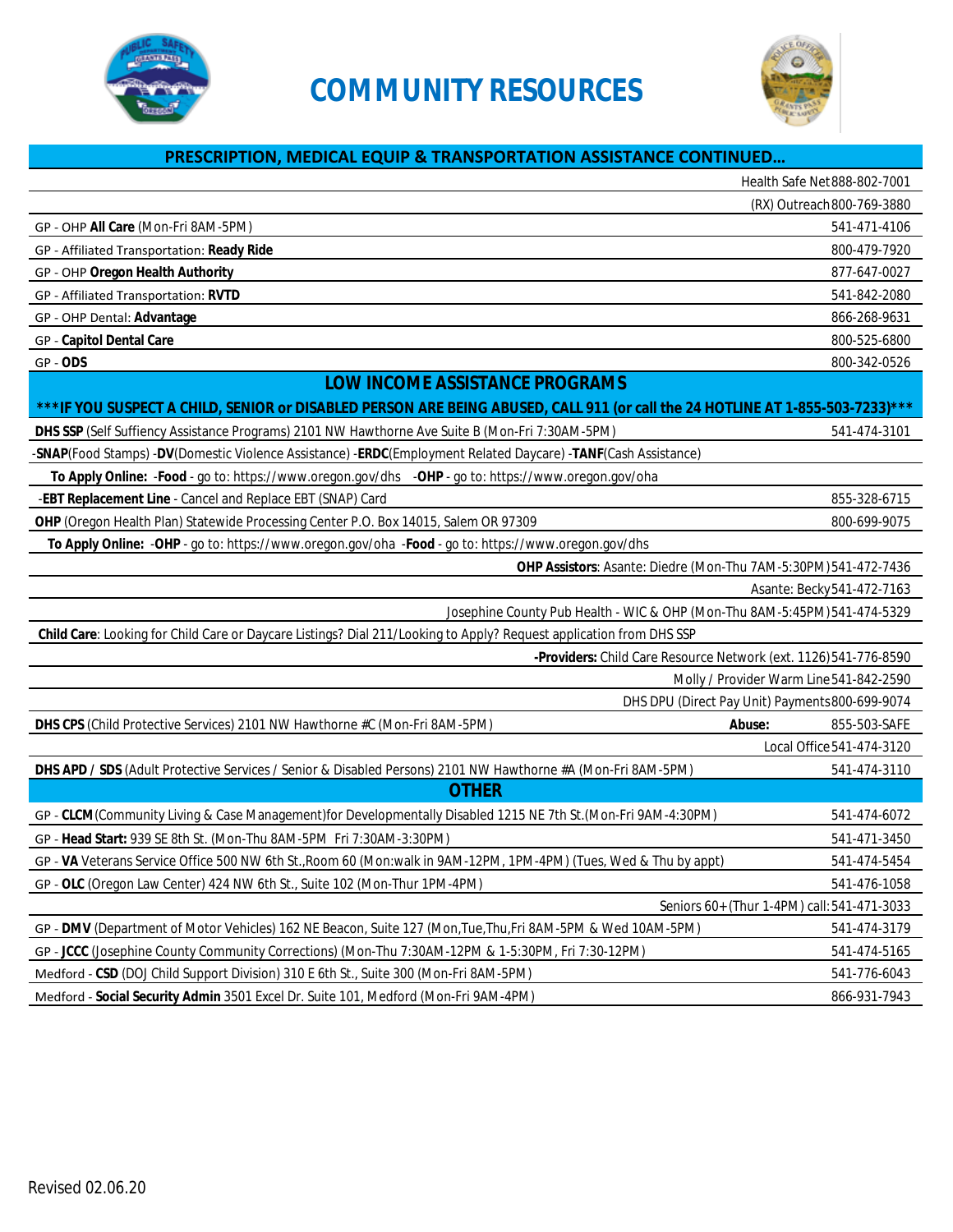# COMMUNITY RESOURCES

## PRESCRIPTION, MEDICAL EQUIP & TRANSPORTATION ASSISTANCE CONTINUED…

| | |
|---|---|
| Health Safe Net | 888-802-7001 |
| (RX) Outreach | 800-769-3880 |
| GP - OHP **All Care** (Mon-Fri 8AM-5PM) | 541-471-4106 |
| GP - Affiliated Transportation: **Ready Ride** | 800-479-7920 |
| GP - OHP **Oregon Health Authority** | 877-647-0027 |
| GP - Affiliated Transportation: **RVTD** | 541-842-2080 |
| GP - OHP Dental: **Advantage** | 866-268-9631 |
| GP - **Capitol Dental Care** | 800-525-6800 |
| GP - **ODS** | 800-342-0526 |

## LOW INCOME ASSISTANCE PROGRAMS

**\*\*\*IF YOU SUSPECT A CHILD, SENIOR or DISABLED PERSON ARE BEING ABUSED, CALL 911 (or call the 24 HOTLINE AT 1-855-503-7233)\*\*\***

| | |
|---|---|
| **DHS SSP** (Self Suffiency Assistance Programs) 2101 NW Hawthorne Ave Suite B (Mon-Fri 7:30AM-5PM) | 541-474-3101 |
| -**SNAP**(Food Stamps) -**DV**(Domestic Violence Assistance) -**ERDC**(Employment Related Daycare) -**TANF**(Cash Assistance) | |
| **To Apply Online:** -**Food** - go to: https://www.oregon.gov/dhs -**OHP** - go to: https://www.oregon.gov/oha | |
| -**EBT Replacement Line** - Cancel and Replace EBT (SNAP) Card | 855-328-6715 |
| **OHP** (Oregon Health Plan) Statewide Processing Center P.O. Box 14015, Salem OR 97309 | 800-699-9075 |
| **To Apply Online:** -**OHP** - go to: https://www.oregon.gov/oha -**Food** - go to: https://www.oregon.gov/dhs | |
| **OHP Assistors**: Asante: Diedre (Mon-Thu 7AM-5:30PM) | 541-472-7436 |
| Asante: Becky | 541-472-7163 |
| Josephine County Pub Health - WIC & OHP (Mon-Thu 8AM-5:45PM) | 541-474-5329 |
| **Child Care**: Looking for Child Care or Daycare Listings? Dial 211/Looking to Apply? Request application from DHS SSP | |
| **-Providers:** Child Care Resource Network (ext. 1126) | 541-776-8590 |
| Molly / Provider Warm Line | 541-842-2590 |
| DHS DPU (Direct Pay Unit) Payments | 800-699-9074 |
| **DHS CPS** (Child Protective Services) 2101 NW Hawthorne #C (Mon-Fri 8AM-5PM) **Abuse:** | 855-503-SAFE |
| Local Office | 541-474-3120 |
| **DHS APD / SDS** (Adult Protective Services / Senior & Disabled Persons) 2101 NW Hawthorne #A (Mon-Fri 8AM-5PM) | 541-474-3110 |

## OTHER

| | |
|---|---|
| GP - **CLCM**(Community Living & Case Management)for Developmentally Disabled 1215 NE 7th St.(Mon-Fri 9AM-4:30PM) | 541-474-6072 |
| GP - **Head Start:** 939 SE 8th St. (Mon-Thu 8AM-5PM Fri 7:30AM-3:30PM) | 541-471-3450 |
| GP - **VA** Veterans Service Office 500 NW 6th St.,Room 60 (Mon:walk in 9AM-12PM, 1PM-4PM) (Tues, Wed & Thu by appt) | 541-474-5454 |
| GP - **OLC** (Oregon Law Center) 424 NW 6th St., Suite 102 (Mon-Thur 1PM-4PM) | 541-476-1058 |
| Seniors 60+ (Thur 1-4PM) call: | 541-471-3033 |
| GP - **DMV** (Department of Motor Vehicles) 162 NE Beacon, Suite 127 (Mon,Tue,Thu,Fri 8AM-5PM & Wed 10AM-5PM) | 541-474-3179 |
| GP - **JCCC** (Josephine County Community Corrections) (Mon-Thu 7:30AM-12PM & 1-5:30PM, Fri 7:30-12PM) | 541-474-5165 |
| Medford - **CSD** (DOJ Child Support Division) 310 E 6th St., Suite 300 (Mon-Fri 8AM-5PM) | 541-776-6043 |
| Medford - **Social Security Admin** 3501 Excel Dr. Suite 101, Medford (Mon-Fri 9AM-4PM) | 866-931-7943 |

Revised 02.06.20